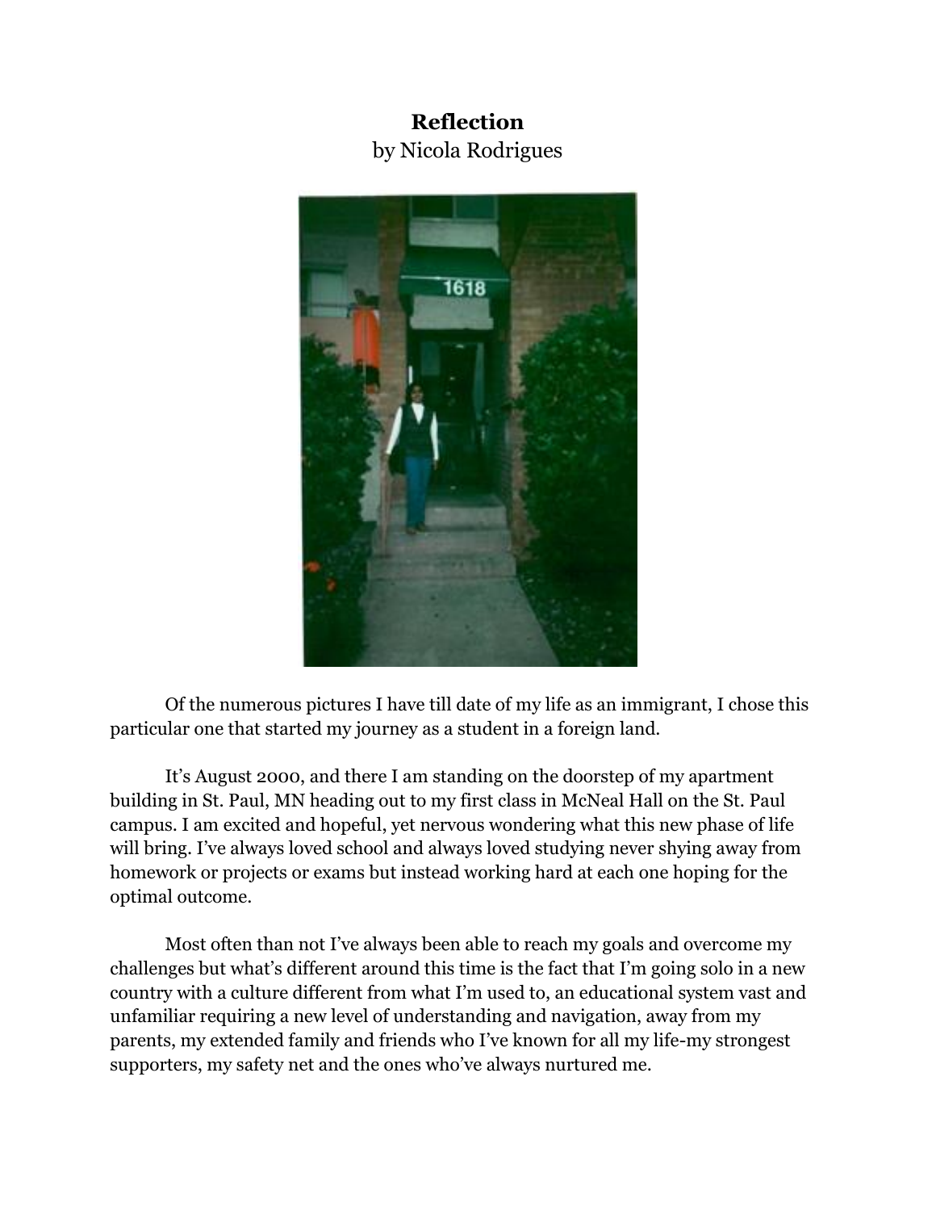# Reflection

by Nicola Rodrigues

Of the numerous pictures I have till date of my life as an immigrant, I chose this particular one that started my journey as a student in a foreign land.

It's August 2000, and there I am standing on the doorstep of my apartment building in St. Paul, MN heading out to my first class in McNeal Hall on the St. Paul campus. I am excited and hopeful, yet nervous wondering what this new phase of life will bring. I've always loved school and always loved studying never shying away from homework or projects or exams but instead working hard at each one hoping for the optimal outcome.

Most often than not I've always been able to reach my goals and overcome my challenges but what's different around this time is the fact that I'm going solo in a new country with a culture different from what I'm used to, an educational system vast and unfamiliar requiring a new level of understanding and navigation, away from my parents, my extended family and friends who I've known for all my life-my strongest supporters, my safety net and the ones who've always nurtured me.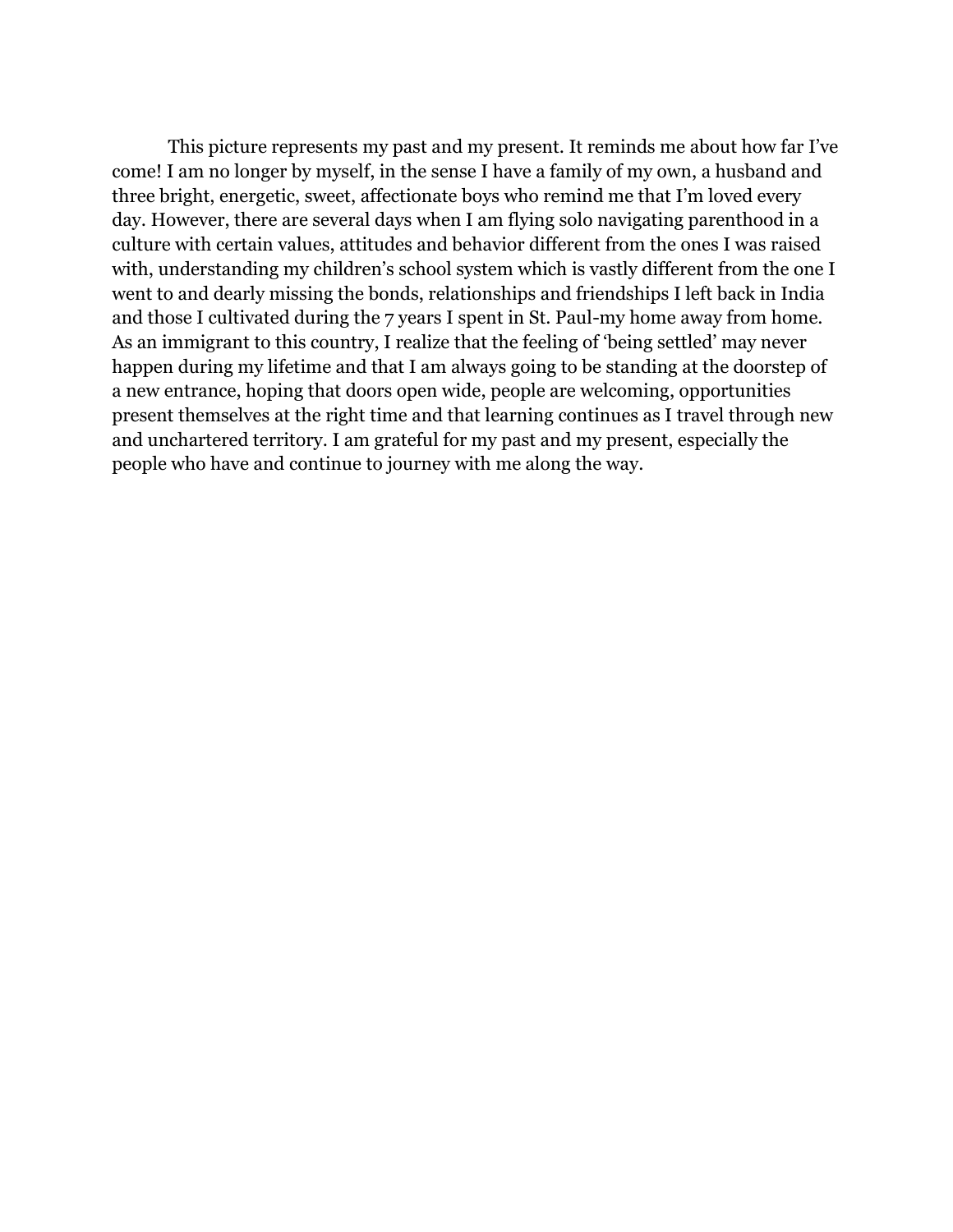This picture represents my past and my present. It reminds me about how far I've come! I am no longer by myself, in the sense I have a family of my own, a husband and three bright, energetic, sweet, affectionate boys who remind me that I'm loved every day. However, there are several days when I am flying solo navigating parenthood in a culture with certain values, attitudes and behavior different from the ones I was raised with, understanding my children's school system which is vastly different from the one I went to and dearly missing the bonds, relationships and friendships I left back in India and those I cultivated during the 7 years I spent in St. Paul-my home away from home. As an immigrant to this country, I realize that the feeling of 'being settled' may never happen during my lifetime and that I am always going to be standing at the doorstep of a new entrance, hoping that doors open wide, people are welcoming, opportunities present themselves at the right time and that learning continues as I travel through new and unchartered territory. I am grateful for my past and my present, especially the people who have and continue to journey with me along the way.